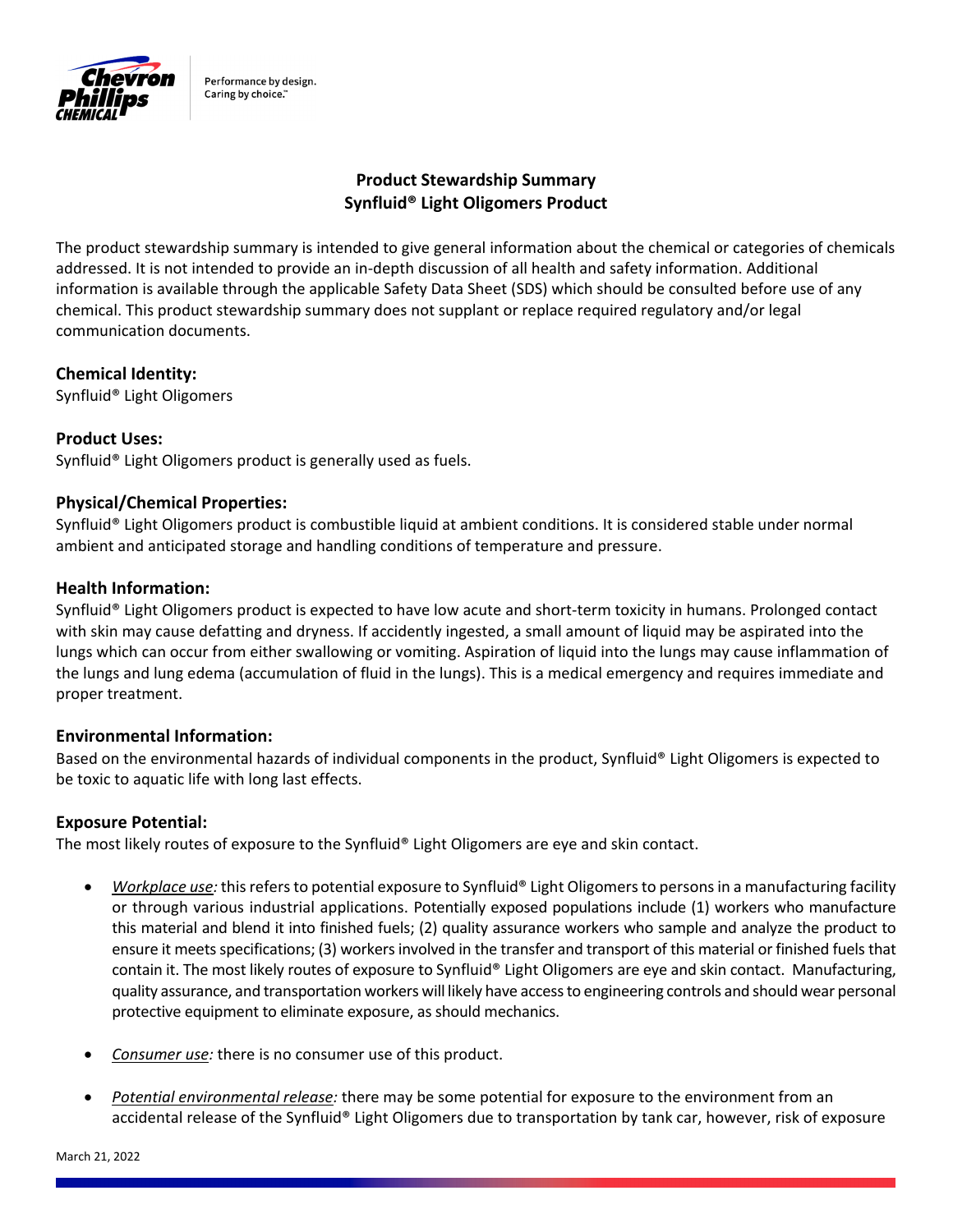# Product Stewardship Summary
# Synfluid® Light Oligomers Product

The product stewardship summary is intended to give general information about the chemical or categories of chemicals addressed. It is not intended to provide an in-depth discussion of all health and safety information. Additional information is available through the applicable Safety Data Sheet (SDS) which should be consulted before use of any chemical. This product stewardship summary does not supplant or replace required regulatory and/or legal communication documents.

## Chemical Identity:

Synfluid® Light Oligomers

## Product Uses:

Synfluid® Light Oligomers product is generally used as fuels.

## Physical/Chemical Properties:

Synfluid® Light Oligomers product is combustible liquid at ambient conditions. It is considered stable under normal ambient and anticipated storage and handling conditions of temperature and pressure.

## Health Information:

Synfluid® Light Oligomers product is expected to have low acute and short-term toxicity in humans. Prolonged contact with skin may cause defatting and dryness. If accidently ingested, a small amount of liquid may be aspirated into the lungs which can occur from either swallowing or vomiting. Aspiration of liquid into the lungs may cause inflammation of the lungs and lung edema (accumulation of fluid in the lungs). This is a medical emergency and requires immediate and proper treatment.

## Environmental Information:

Based on the environmental hazards of individual components in the product, Synfluid® Light Oligomers is expected to be toxic to aquatic life with long last effects.

## Exposure Potential:

The most likely routes of exposure to the Synfluid® Light Oligomers are eye and skin contact.

- *Workplace use:* this refers to potential exposure to Synfluid® Light Oligomers to persons in a manufacturing facility or through various industrial applications. Potentially exposed populations include (1) workers who manufacture this material and blend it into finished fuels; (2) quality assurance workers who sample and analyze the product to ensure it meets specifications; (3) workers involved in the transfer and transport of this material or finished fuels that contain it. The most likely routes of exposure to Synfluid® Light Oligomers are eye and skin contact. Manufacturing, quality assurance, and transportation workers will likely have access to engineering controls and should wear personal protective equipment to eliminate exposure, as should mechanics.

- *Consumer use:* there is no consumer use of this product.

- *Potential environmental release:* there may be some potential for exposure to the environment from an accidental release of the Synfluid® Light Oligomers due to transportation by tank car, however, risk of exposure

March 21, 2022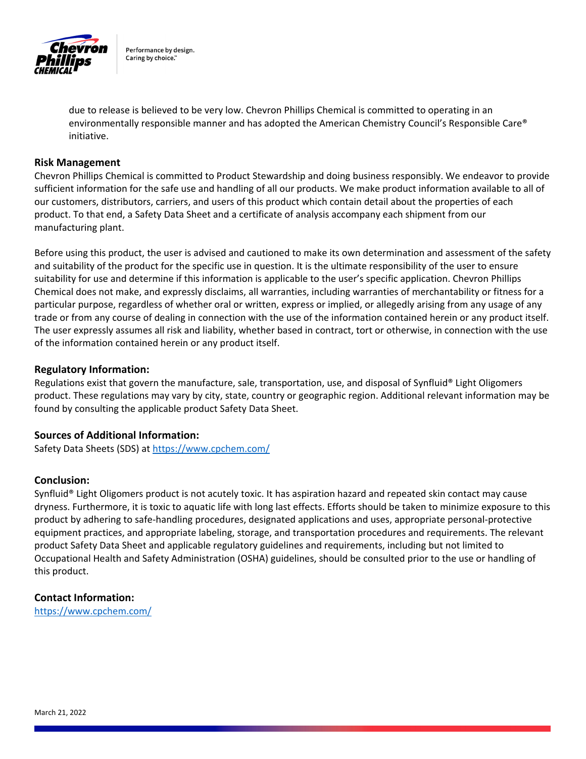due to release is believed to be very low. Chevron Phillips Chemical is committed to operating in an environmentally responsible manner and has adopted the American Chemistry Council's Responsible Care® initiative.

**Risk Management**

Chevron Phillips Chemical is committed to Product Stewardship and doing business responsibly. We endeavor to provide sufficient information for the safe use and handling of all our products. We make product information available to all of our customers, distributors, carriers, and users of this product which contain detail about the properties of each product. To that end, a Safety Data Sheet and a certificate of analysis accompany each shipment from our manufacturing plant.

Before using this product, the user is advised and cautioned to make its own determination and assessment of the safety and suitability of the product for the specific use in question. It is the ultimate responsibility of the user to ensure suitability for use and determine if this information is applicable to the user's specific application. Chevron Phillips Chemical does not make, and expressly disclaims, all warranties, including warranties of merchantability or fitness for a particular purpose, regardless of whether oral or written, express or implied, or allegedly arising from any usage of any trade or from any course of dealing in connection with the use of the information contained herein or any product itself. The user expressly assumes all risk and liability, whether based in contract, tort or otherwise, in connection with the use of the information contained herein or any product itself.

**Regulatory Information:**

Regulations exist that govern the manufacture, sale, transportation, use, and disposal of Synfluid® Light Oligomers product. These regulations may vary by city, state, country or geographic region. Additional relevant information may be found by consulting the applicable product Safety Data Sheet.

**Sources of Additional Information:**

Safety Data Sheets (SDS) at https://www.cpchem.com/

**Conclusion:**

Synfluid® Light Oligomers product is not acutely toxic. It has aspiration hazard and repeated skin contact may cause dryness. Furthermore, it is toxic to aquatic life with long last effects. Efforts should be taken to minimize exposure to this product by adhering to safe-handling procedures, designated applications and uses, appropriate personal-protective equipment practices, and appropriate labeling, storage, and transportation procedures and requirements. The relevant product Safety Data Sheet and applicable regulatory guidelines and requirements, including but not limited to Occupational Health and Safety Administration (OSHA) guidelines, should be consulted prior to the use or handling of this product.

**Contact Information:**

https://www.cpchem.com/

March 21, 2022